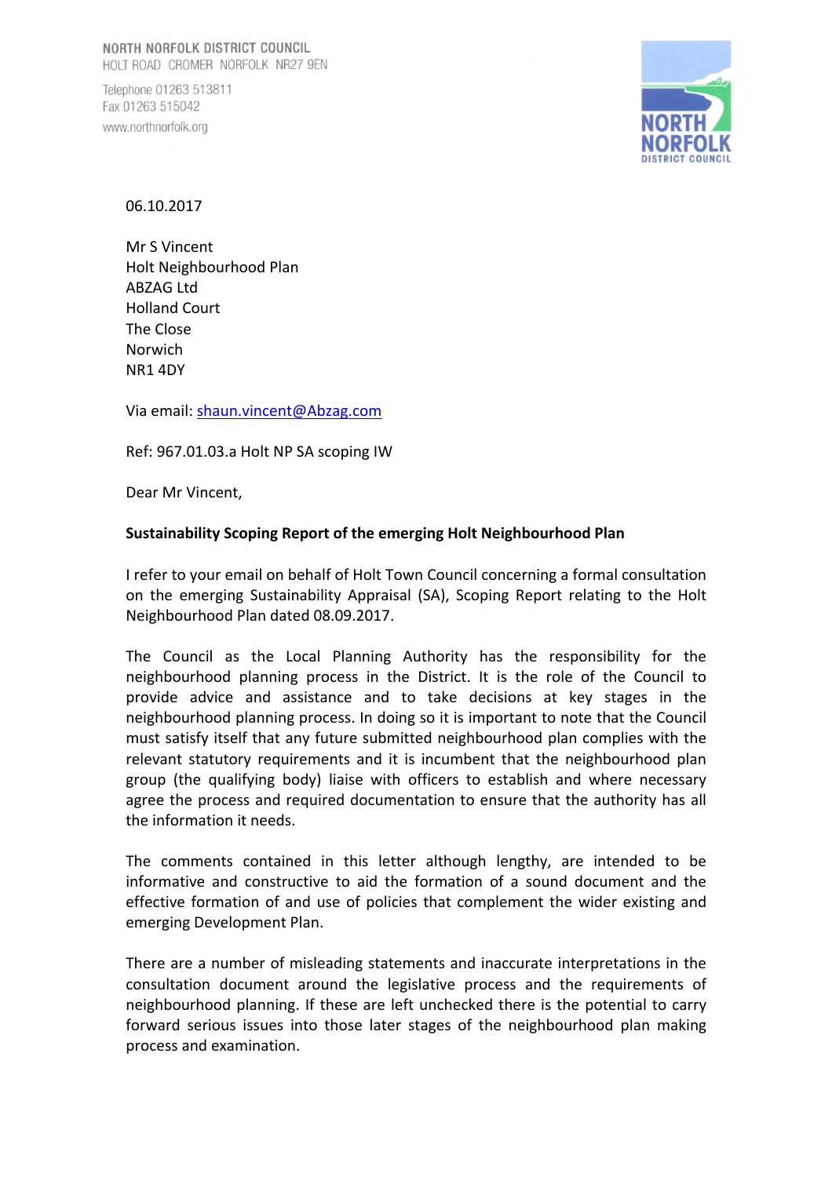NORTH NORFOLK DISTRICT COUNCIL
HOLT ROAD CROMER NORFOLK NR27 9EN

Telephone 01263 513811
Fax 01263 515042
www.northnorfolk.org

NORTH NORFOLK DISTRICT COUNCIL

06.10.2017

Mr S Vincent
Holt Neighbourhood Plan
ABZAG Ltd
Holland Court
The Close
Norwich
NR1 4DY

Via email: shaun.vincent@Abzag.com

Ref: 967.01.03.a Holt NP SA scoping IW

Dear Mr Vincent,

**Sustainability Scoping Report of the emerging Holt Neighbourhood Plan**

I refer to your email on behalf of Holt Town Council concerning a formal consultation on the emerging Sustainability Appraisal (SA), Scoping Report relating to the Holt Neighbourhood Plan dated 08.09.2017.

The Council as the Local Planning Authority has the responsibility for the neighbourhood planning process in the District. It is the role of the Council to provide advice and assistance and to take decisions at key stages in the neighbourhood planning process. In doing so it is important to note that the Council must satisfy itself that any future submitted neighbourhood plan complies with the relevant statutory requirements and it is incumbent that the neighbourhood plan group (the qualifying body) liaise with officers to establish and where necessary agree the process and required documentation to ensure that the authority has all the information it needs.

The comments contained in this letter although lengthy, are intended to be informative and constructive to aid the formation of a sound document and the effective formation of and use of policies that complement the wider existing and emerging Development Plan.

There are a number of misleading statements and inaccurate interpretations in the consultation document around the legislative process and the requirements of neighbourhood planning. If these are left unchecked there is the potential to carry forward serious issues into those later stages of the neighbourhood plan making process and examination.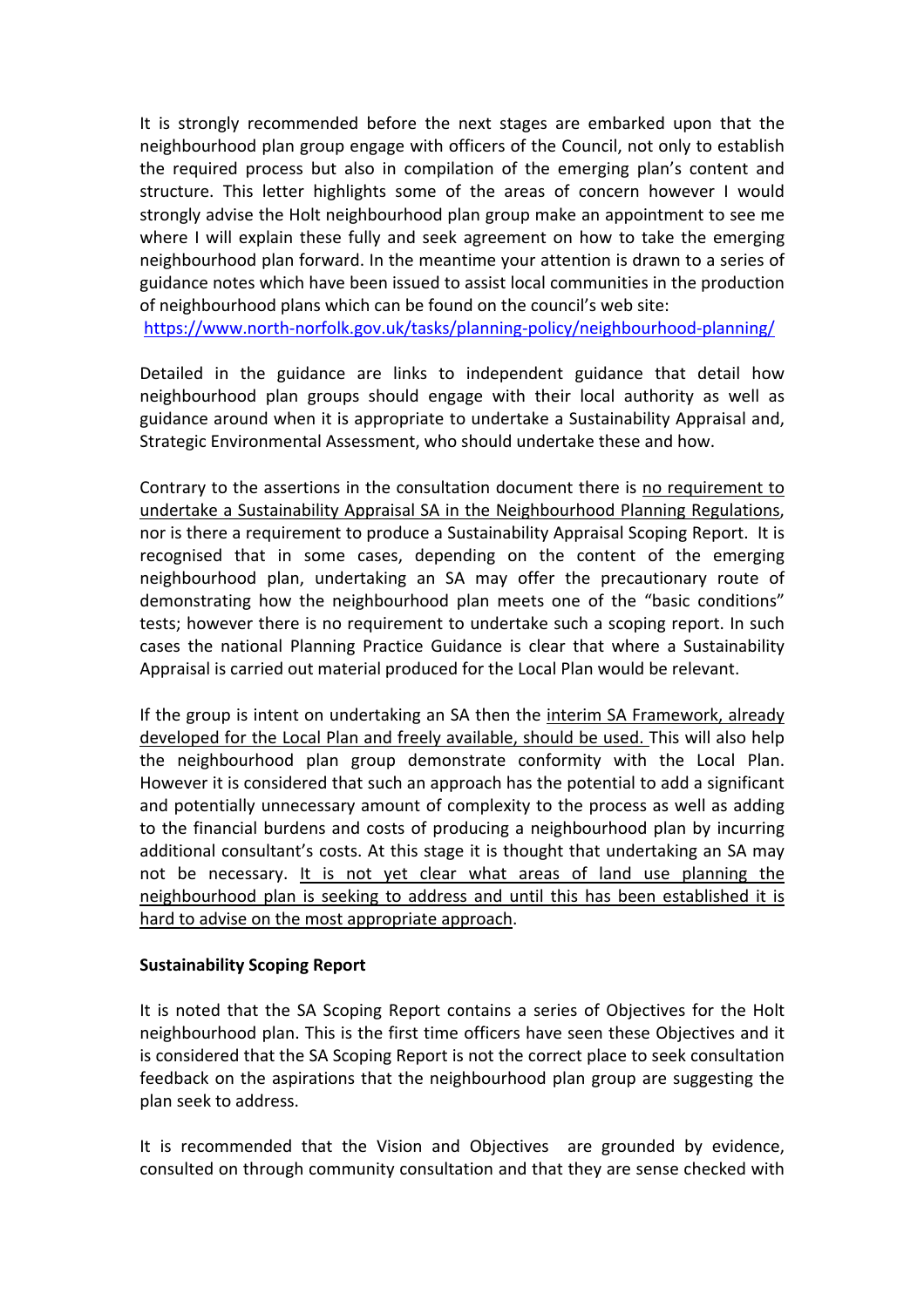It is strongly recommended before the next stages are embarked upon that the neighbourhood plan group engage with officers of the Council, not only to establish the required process but also in compilation of the emerging plan's content and structure. This letter highlights some of the areas of concern however I would strongly advise the Holt neighbourhood plan group make an appointment to see me where I will explain these fully and seek agreement on how to take the emerging neighbourhood plan forward. In the meantime your attention is drawn to a series of guidance notes which have been issued to assist local communities in the production of neighbourhood plans which can be found on the council's web site:
https://www.north-norfolk.gov.uk/tasks/planning-policy/neighbourhood-planning/

Detailed in the guidance are links to independent guidance that detail how neighbourhood plan groups should engage with their local authority as well as guidance around when it is appropriate to undertake a Sustainability Appraisal and, Strategic Environmental Assessment, who should undertake these and how.

Contrary to the assertions in the consultation document there is <u>no requirement to undertake a Sustainability Appraisal SA in the Neighbourhood Planning Regulations</u>, nor is there a requirement to produce a Sustainability Appraisal Scoping Report. It is recognised that in some cases, depending on the content of the emerging neighbourhood plan, undertaking an SA may offer the precautionary route of demonstrating how the neighbourhood plan meets one of the "basic conditions" tests; however there is no requirement to undertake such a scoping report. In such cases the national Planning Practice Guidance is clear that where a Sustainability Appraisal is carried out material produced for the Local Plan would be relevant.

If the group is intent on undertaking an SA then the <u>interim SA Framework, already developed for the Local Plan and freely available, should be used.</u> This will also help the neighbourhood plan group demonstrate conformity with the Local Plan. However it is considered that such an approach has the potential to add a significant and potentially unnecessary amount of complexity to the process as well as adding to the financial burdens and costs of producing a neighbourhood plan by incurring additional consultant's costs. At this stage it is thought that undertaking an SA may not be necessary. <u>It is not yet clear what areas of land use planning the neighbourhood plan is seeking to address and until this has been established it is hard to advise on the most appropriate approach</u>.

**Sustainability Scoping Report**

It is noted that the SA Scoping Report contains a series of Objectives for the Holt neighbourhood plan. This is the first time officers have seen these Objectives and it is considered that the SA Scoping Report is not the correct place to seek consultation feedback on the aspirations that the neighbourhood plan group are suggesting the plan seek to address.

It is recommended that the Vision and Objectives are grounded by evidence, consulted on through community consultation and that they are sense checked with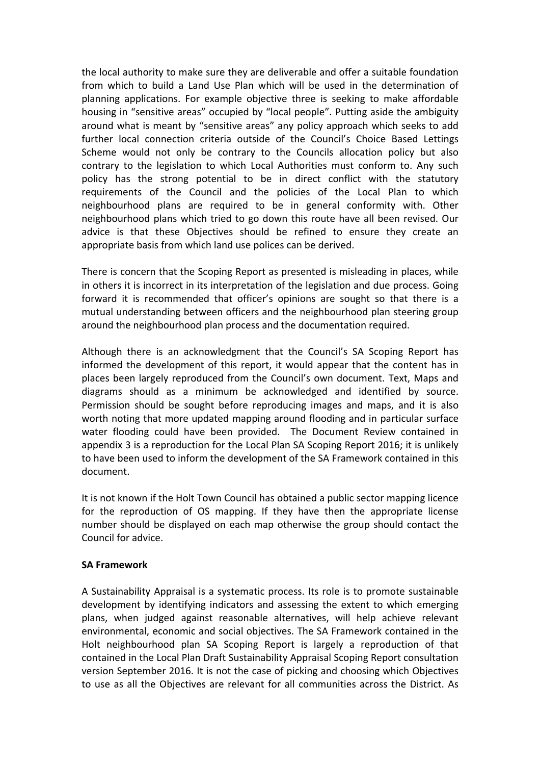the local authority to make sure they are deliverable and offer a suitable foundation from which to build a Land Use Plan which will be used in the determination of planning applications. For example objective three is seeking to make affordable housing in "sensitive areas" occupied by "local people". Putting aside the ambiguity around what is meant by "sensitive areas" any policy approach which seeks to add further local connection criteria outside of the Council's Choice Based Lettings Scheme would not only be contrary to the Councils allocation policy but also contrary to the legislation to which Local Authorities must conform to. Any such policy has the strong potential to be in direct conflict with the statutory requirements of the Council and the policies of the Local Plan to which neighbourhood plans are required to be in general conformity with. Other neighbourhood plans which tried to go down this route have all been revised. Our advice is that these Objectives should be refined to ensure they create an appropriate basis from which land use polices can be derived.

There is concern that the Scoping Report as presented is misleading in places, while in others it is incorrect in its interpretation of the legislation and due process. Going forward it is recommended that officer's opinions are sought so that there is a mutual understanding between officers and the neighbourhood plan steering group around the neighbourhood plan process and the documentation required.

Although there is an acknowledgment that the Council's SA Scoping Report has informed the development of this report, it would appear that the content has in places been largely reproduced from the Council's own document. Text, Maps and diagrams should as a minimum be acknowledged and identified by source. Permission should be sought before reproducing images and maps, and it is also worth noting that more updated mapping around flooding and in particular surface water flooding could have been provided. The Document Review contained in appendix 3 is a reproduction for the Local Plan SA Scoping Report 2016; it is unlikely to have been used to inform the development of the SA Framework contained in this document.

It is not known if the Holt Town Council has obtained a public sector mapping licence for the reproduction of OS mapping. If they have then the appropriate license number should be displayed on each map otherwise the group should contact the Council for advice.

**SA Framework**

A Sustainability Appraisal is a systematic process. Its role is to promote sustainable development by identifying indicators and assessing the extent to which emerging plans, when judged against reasonable alternatives, will help achieve relevant environmental, economic and social objectives. The SA Framework contained in the Holt neighbourhood plan SA Scoping Report is largely a reproduction of that contained in the Local Plan Draft Sustainability Appraisal Scoping Report consultation version September 2016. It is not the case of picking and choosing which Objectives to use as all the Objectives are relevant for all communities across the District. As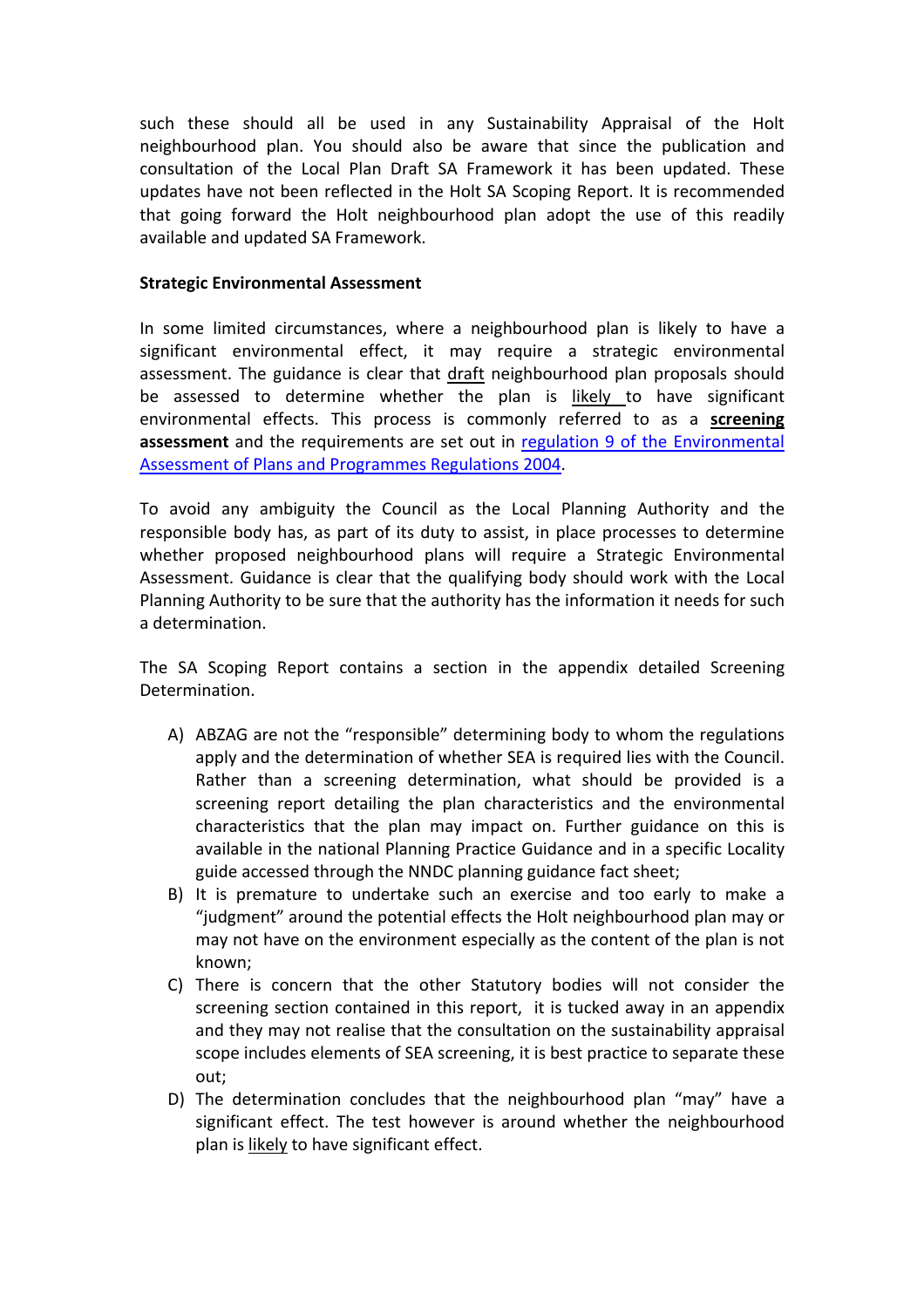such these should all be used in any Sustainability Appraisal of the Holt neighbourhood plan. You should also be aware that since the publication and consultation of the Local Plan Draft SA Framework it has been updated. These updates have not been reflected in the Holt SA Scoping Report. It is recommended that going forward the Holt neighbourhood plan adopt the use of this readily available and updated SA Framework.

**Strategic Environmental Assessment**

In some limited circumstances, where a neighbourhood plan is likely to have a significant environmental effect, it may require a strategic environmental assessment. The guidance is clear that draft neighbourhood plan proposals should be assessed to determine whether the plan is likely to have significant environmental effects. This process is commonly referred to as a **screening assessment** and the requirements are set out in [regulation 9 of the Environmental Assessment of Plans and Programmes Regulations 2004](#).

To avoid any ambiguity the Council as the Local Planning Authority and the responsible body has, as part of its duty to assist, in place processes to determine whether proposed neighbourhood plans will require a Strategic Environmental Assessment. Guidance is clear that the qualifying body should work with the Local Planning Authority to be sure that the authority has the information it needs for such a determination.

The SA Scoping Report contains a section in the appendix detailed Screening Determination.

A) ABZAG are not the "responsible" determining body to whom the regulations apply and the determination of whether SEA is required lies with the Council. Rather than a screening determination, what should be provided is a screening report detailing the plan characteristics and the environmental characteristics that the plan may impact on. Further guidance on this is available in the national Planning Practice Guidance and in a specific Locality guide accessed through the NNDC planning guidance fact sheet;
B) It is premature to undertake such an exercise and too early to make a "judgment" around the potential effects the Holt neighbourhood plan may or may not have on the environment especially as the content of the plan is not known;
C) There is concern that the other Statutory bodies will not consider the screening section contained in this report, it is tucked away in an appendix and they may not realise that the consultation on the sustainability appraisal scope includes elements of SEA screening, it is best practice to separate these out;
D) The determination concludes that the neighbourhood plan "may" have a significant effect. The test however is around whether the neighbourhood plan is likely to have significant effect.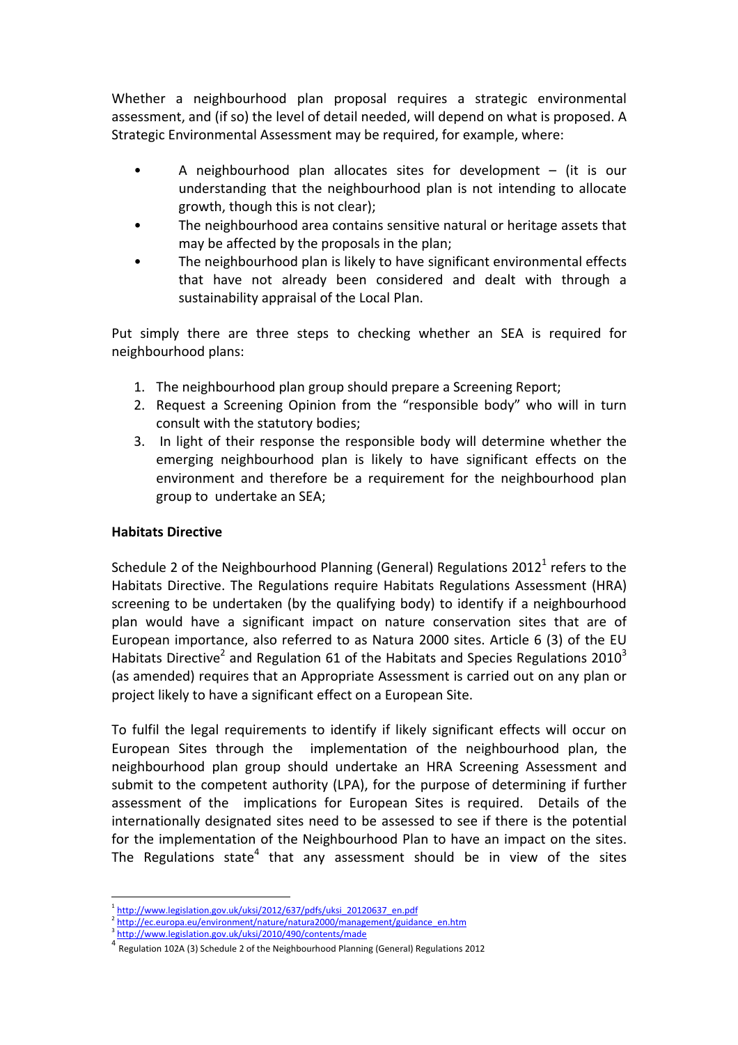Whether a neighbourhood plan proposal requires a strategic environmental assessment, and (if so) the level of detail needed, will depend on what is proposed. A Strategic Environmental Assessment may be required, for example, where:

- A neighbourhood plan allocates sites for development – (it is our understanding that the neighbourhood plan is not intending to allocate growth, though this is not clear);
- The neighbourhood area contains sensitive natural or heritage assets that may be affected by the proposals in the plan;
- The neighbourhood plan is likely to have significant environmental effects that have not already been considered and dealt with through a sustainability appraisal of the Local Plan.

Put simply there are three steps to checking whether an SEA is required for neighbourhood plans:

1. The neighbourhood plan group should prepare a Screening Report;
2. Request a Screening Opinion from the "responsible body" who will in turn consult with the statutory bodies;
3. In light of their response the responsible body will determine whether the emerging neighbourhood plan is likely to have significant effects on the environment and therefore be a requirement for the neighbourhood plan group to undertake an SEA;

**Habitats Directive**

Schedule 2 of the Neighbourhood Planning (General) Regulations 2012[1] refers to the Habitats Directive. The Regulations require Habitats Regulations Assessment (HRA) screening to be undertaken (by the qualifying body) to identify if a neighbourhood plan would have a significant impact on nature conservation sites that are of European importance, also referred to as Natura 2000 sites. Article 6 (3) of the EU Habitats Directive[2] and Regulation 61 of the Habitats and Species Regulations 2010[3] (as amended) requires that an Appropriate Assessment is carried out on any plan or project likely to have a significant effect on a European Site.

To fulfil the legal requirements to identify if likely significant effects will occur on European Sites through the implementation of the neighbourhood plan, the neighbourhood plan group should undertake an HRA Screening Assessment and submit to the competent authority (LPA), for the purpose of determining if further assessment of the implications for European Sites is required. Details of the internationally designated sites need to be assessed to see if there is the potential for the implementation of the Neighbourhood Plan to have an impact on the sites. The Regulations state[4] that any assessment should be in view of the sites

---

[1] http://www.legislation.gov.uk/uksi/2012/637/pdfs/uksi_20120637_en.pdf

[2] http://ec.europa.eu/environment/nature/natura2000/management/guidance_en.htm

[3] http://www.legislation.gov.uk/uksi/2010/490/contents/made

[4] Regulation 102A (3) Schedule 2 of the Neighbourhood Planning (General) Regulations 2012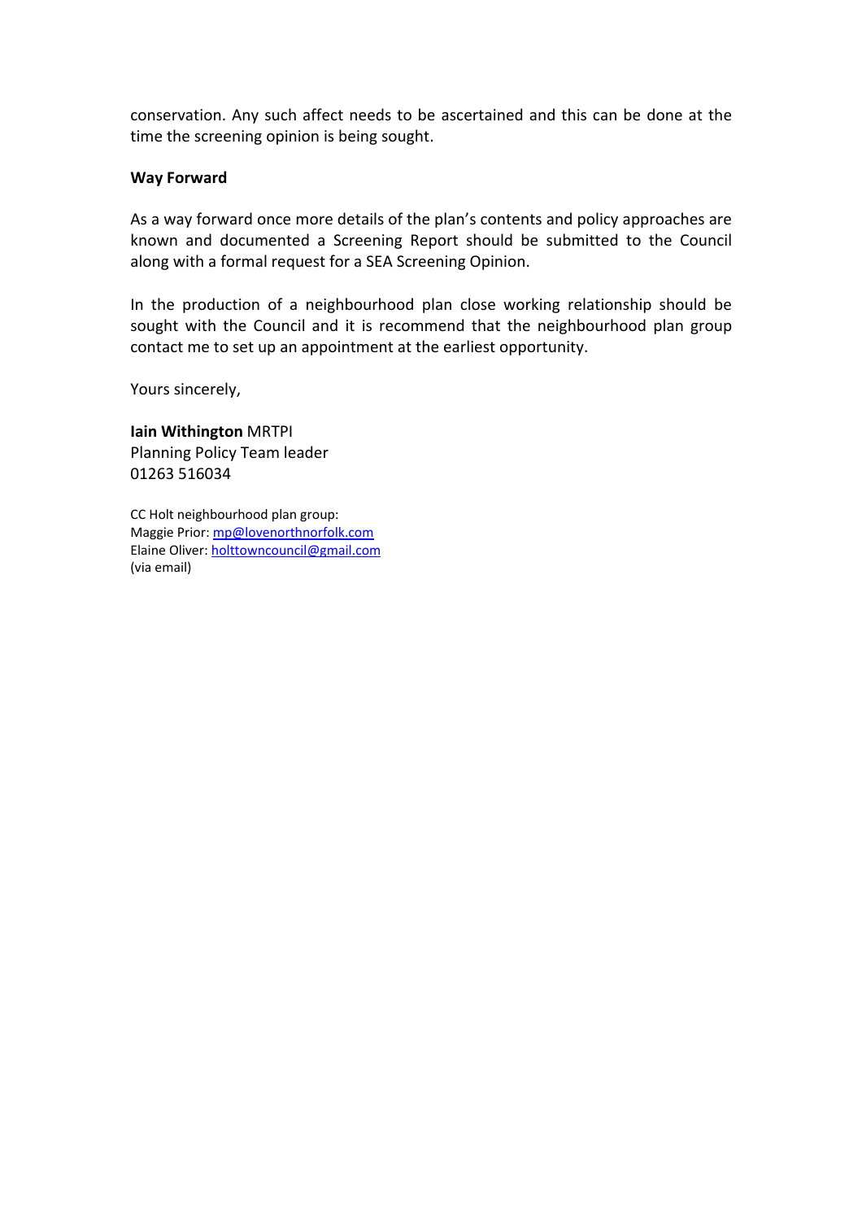conservation. Any such affect needs to be ascertained and this can be done at the time the screening opinion is being sought.

**Way Forward**

As a way forward once more details of the plan's contents and policy approaches are known and documented a Screening Report should be submitted to the Council along with a formal request for a SEA Screening Opinion.

In the production of a neighbourhood plan close working relationship should be sought with the Council and it is recommend that the neighbourhood plan group contact me to set up an appointment at the earliest opportunity.

Yours sincerely,

**Iain Withington** MRTPI
Planning Policy Team leader
01263 516034

CC Holt neighbourhood plan group:
Maggie Prior: mp@lovenorthnorfolk.com
Elaine Oliver: holttowncouncil@gmail.com
(via email)